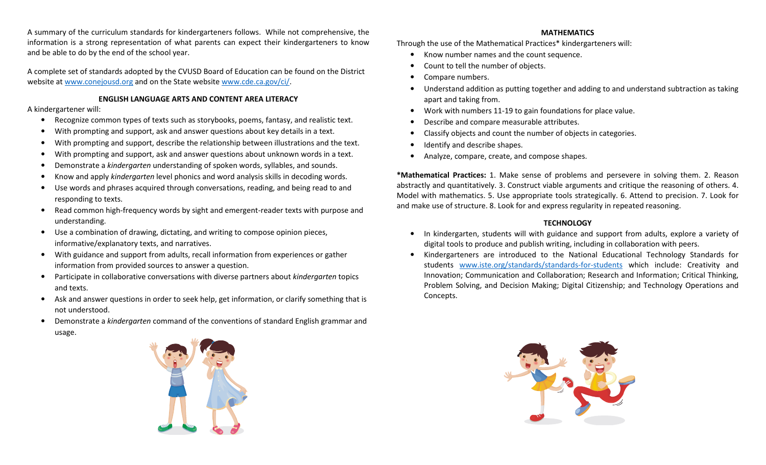A summary of the curriculum standards for kindergarteners follows. While not comprehensive, the information is a strong representation of what parents can expect their kindergarteners to know and be able to do by the end of the school year.

A complete set of standards adopted by the CVUSD Board of Education can be found on the District website at [www.conejousd.org](http://www.conejousd.org) and on the State website [www.cde.ca.gov/ci/](http://www.cde.ca.gov/ci/).

## ENGLISH LANGUAGE ARTS AND CONTENT AREA LITERACY

A kindergartener will:

- Recognize common types of texts such as storybooks, poems, fantasy, and realistic text.
- With prompting and support, ask and answer questions about key details in a text.
- With prompting and support, describe the relationship between illustrations and the text.
- With prompting and support, ask and answer questions about unknown words in a text.
- Demonstrate a *kindergarten* understanding of spoken words, syllables, and sounds.
- Know and apply *kindergarten* level phonics and word analysis skills in decoding words.
- Use words and phrases acquired through conversations, reading, and being read to and responding to texts.
- Read common high-frequency words by sight and emergent-reader texts with purpose and understanding.
- Use a combination of drawing, dictating, and writing to compose opinion pieces, informative/explanatory texts, and narratives.
- With guidance and support from adults, recall information from experiences or gather information from provided sources to answer a question.
- Participate in collaborative conversations with diverse partners about *kindergarten* topics and texts.
- Ask and answer questions in order to seek help, get information, or clarify something that is not understood.
- Demonstrate a *kindergarten* command of the conventions of standard English grammar and usage.

## MATHEMATICS

Through the use of the Mathematical Practices* kindergarteners will:

- Know number names and the count sequence.
- Count to tell the number of objects.
- Compare numbers.
- Understand addition as putting together and adding to and understand subtraction as taking apart and taking from.
- Work with numbers 11-19 to gain foundations for place value.
- Describe and compare measurable attributes.
- Classify objects and count the number of objects in categories.
- Identify and describe shapes.
- Analyze, compare, create, and compose shapes.

**\*Mathematical Practices:** 1. Make sense of problems and persevere in solving them. 2. Reason abstractly and quantitatively. 3. Construct viable arguments and critique the reasoning of others. 4. Model with mathematics. 5. Use appropriate tools strategically. 6. Attend to precision. 7. Look for and make use of structure. 8. Look for and express regularity in repeated reasoning.

## TECHNOLOGY

- In kindergarten, students will with guidance and support from adults, explore a variety of digital tools to produce and publish writing, including in collaboration with peers.
- Kindergarteners are introduced to the National Educational Technology Standards for students [www.iste.org/standards/standards-for-students](http://www.iste.org/standards/standards-for-students) which include: Creativity and Innovation; Communication and Collaboration; Research and Information; Critical Thinking, Problem Solving, and Decision Making; Digital Citizenship; and Technology Operations and Concepts.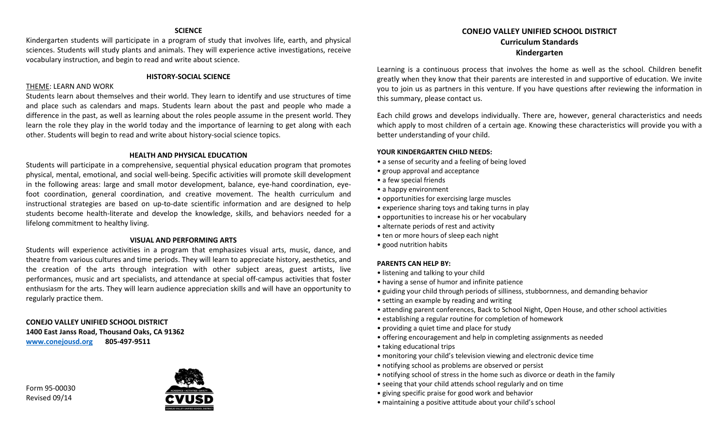## SCIENCE

Kindergarten students will participate in a program of study that involves life, earth, and physical sciences. Students will study plants and animals. They will experience active investigations, receive vocabulary instruction, and begin to read and write about science.

## HISTORY-SOCIAL SCIENCE

THEME: LEARN AND WORK

Students learn about themselves and their world. They learn to identify and use structures of time and place such as calendars and maps. Students learn about the past and people who made a difference in the past, as well as learning about the roles people assume in the present world. They learn the role they play in the world today and the importance of learning to get along with each other. Students will begin to read and write about history-social science topics.

## HEALTH AND PHYSICAL EDUCATION

Students will participate in a comprehensive, sequential physical education program that promotes physical, mental, emotional, and social well-being. Specific activities will promote skill development in the following areas: large and small motor development, balance, eye-hand coordination, eye-foot coordination, general coordination, and creative movement. The health curriculum and instructional strategies are based on up-to-date scientific information and are designed to help students become health-literate and develop the knowledge, skills, and behaviors needed for a lifelong commitment to healthy living.

## VISUAL AND PERFORMING ARTS

Students will experience activities in a program that emphasizes visual arts, music, dance, and theatre from various cultures and time periods. They will learn to appreciate history, aesthetics, and the creation of the arts through integration with other subject areas, guest artists, live performances, music and art specialists, and attendance at special off-campus activities that foster enthusiasm for the arts. They will learn audience appreciation skills and will have an opportunity to regularly practice them.

**CONEJO VALLEY UNIFIED SCHOOL DISTRICT**
**1400 East Janss Road, Thousand Oaks, CA 91362**
www.conejousd.org **805-497-9511**

Form 95-00030
Revised 09/14

# CONEJO VALLEY UNIFIED SCHOOL DISTRICT
## Curriculum Standards
## Kindergarten

Learning is a continuous process that involves the home as well as the school. Children benefit greatly when they know that their parents are interested in and supportive of education. We invite you to join us as partners in this venture. If you have questions after reviewing the information in this summary, please contact us.

Each child grows and develops individually. There are, however, general characteristics and needs which apply to most children of a certain age. Knowing these characteristics will provide you with a better understanding of your child.

**YOUR KINDERGARTEN CHILD NEEDS:**

- a sense of security and a feeling of being loved
- group approval and acceptance
- a few special friends
- a happy environment
- opportunities for exercising large muscles
- experience sharing toys and taking turns in play
- opportunities to increase his or her vocabulary
- alternate periods of rest and activity
- ten or more hours of sleep each night
- good nutrition habits

**PARENTS CAN HELP BY:**

- listening and talking to your child
- having a sense of humor and infinite patience
- guiding your child through periods of silliness, stubbornness, and demanding behavior
- setting an example by reading and writing
- attending parent conferences, Back to School Night, Open House, and other school activities
- establishing a regular routine for completion of homework
- providing a quiet time and place for study
- offering encouragement and help in completing assignments as needed
- taking educational trips
- monitoring your child's television viewing and electronic device time
- notifying school as problems are observed or persist
- notifying school of stress in the home such as divorce or death in the family
- seeing that your child attends school regularly and on time
- giving specific praise for good work and behavior
- maintaining a positive attitude about your child's school